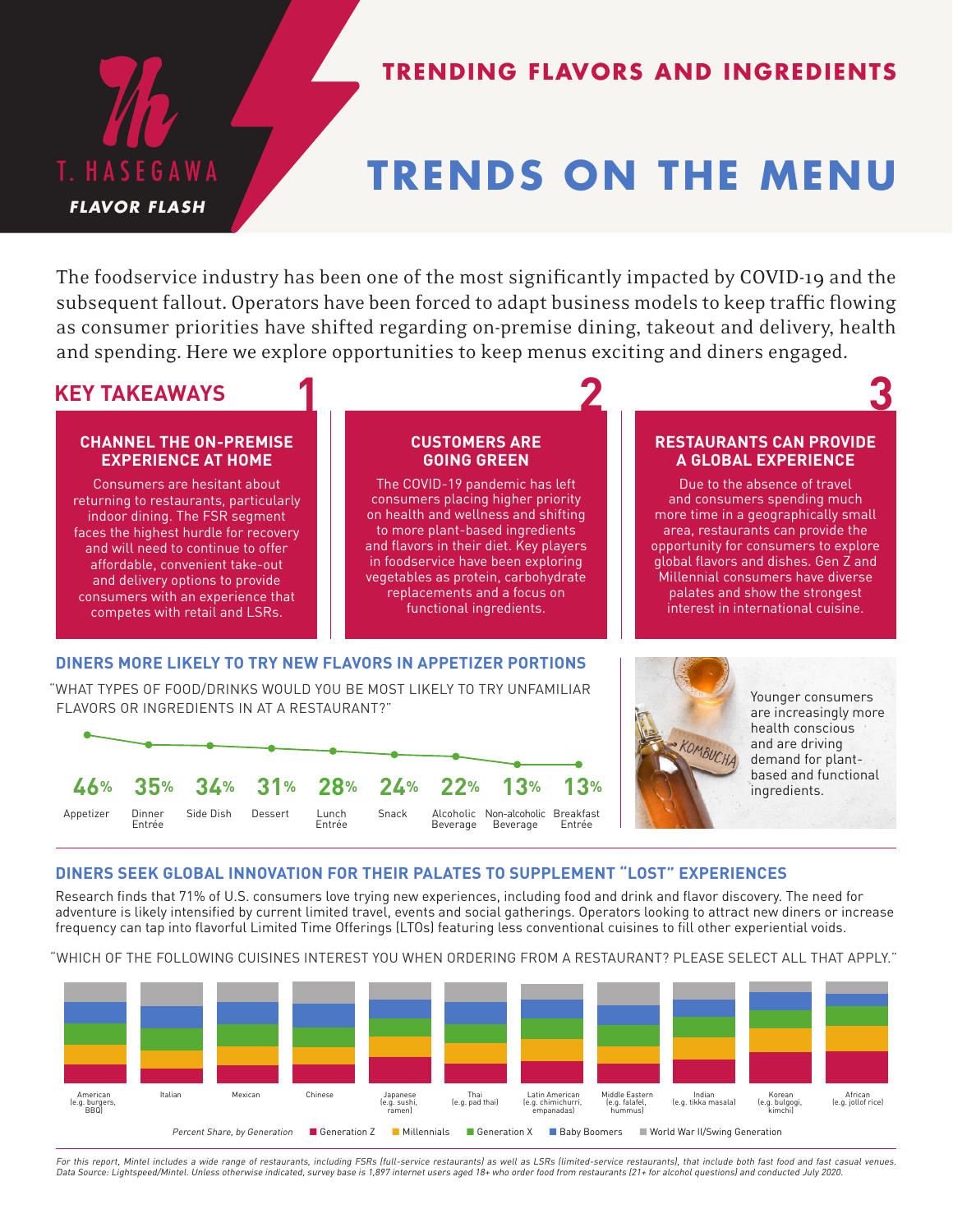T. HASEGAWA

**FLAVOR FLASH**

# TRENDING FLAVORS AND INGREDIENTS

# TRENDS ON THE MENU

The foodservice industry has been one of the most significantly impacted by COVID-19 and the subsequent fallout. Operators have been forced to adapt business models to keep traffic flowing as consumer priorities have shifted regarding on-premise dining, takeout and delivery, health and spending. Here we explore opportunities to keep menus exciting and diners engaged.

## KEY TAKEAWAYS

### 1 CHANNEL THE ON-PREMISE EXPERIENCE AT HOME

Consumers are hesitant about returning to restaurants, particularly indoor dining. The FSR segment faces the highest hurdle for recovery and will need to continue to offer affordable, convenient take-out and delivery options to provide consumers with an experience that competes with retail and LSRs.

### 2 CUSTOMERS ARE GOING GREEN

The COVID-19 pandemic has left consumers placing higher priority on health and wellness and shifting to more plant-based ingredients and flavors in their diet. Key players in foodservice have been exploring vegetables as protein, carbohydrate replacements and a focus on functional ingredients.

### 3 RESTAURANTS CAN PROVIDE A GLOBAL EXPERIENCE

Due to the absence of travel and consumers spending much more time in a geographically small area, restaurants can provide the opportunity for consumers to explore global flavors and dishes. Gen Z and Millennial consumers have diverse palates and show the strongest interest in international cuisine.

## DINERS MORE LIKELY TO TRY NEW FLAVORS IN APPETIZER PORTIONS

"WHAT TYPES OF FOOD/DRINKS WOULD YOU BE MOST LIKELY TO TRY UNFAMILIAR FLAVORS OR INGREDIENTS IN AT A RESTAURANT?"

| Appetizer | Dinner Entrée | Side Dish | Dessert | Lunch Entrée | Snack | Alcoholic Beverage | Non-alcoholic Beverage | Breakfast Entrée |
|---|---|---|---|---|---|---|---|---|
| 46% | 35% | 34% | 31% | 28% | 24% | 22% | 13% | 13% |

Younger consumers are increasingly more health conscious and are driving demand for plant-based and functional ingredients.

## DINERS SEEK GLOBAL INNOVATION FOR THEIR PALATES TO SUPPLEMENT "LOST" EXPERIENCES

Research finds that 71% of U.S. consumers love trying new experiences, including food and drink and flavor discovery. The need for adventure is likely intensified by current limited travel, events and social gatherings. Operators looking to attract new diners or increase frequency can tap into flavorful Limited Time Offerings (LTOs) featuring less conventional cuisines to fill other experiential voids.

"WHICH OF THE FOLLOWING CUISINES INTEREST YOU WHEN ORDERING FROM A RESTAURANT? PLEASE SELECT ALL THAT APPLY."

American (e.g. burgers, BBQ) · Italian · Mexican · Chinese · Japanese (e.g. sushi, ramen) · Thai (e.g. pad thai) · Latin American (e.g. chimichurri, empanadas) · Middle Eastern (e.g. falafel, hummus) · Indian (e.g. tikka masala) · Korean (e.g. bulgogi, kimchi) · African (e.g. jollof rice)

*Percent Share, by Generation* — Generation Z · Millennials · Generation X · Baby Boomers · World War II/Swing Generation

*For this report, Mintel includes a wide range of restaurants, including FSRs (full-service restaurants) as well as LSRs (limited-service restaurants), that include both fast food and fast casual venues. Data Source: Lightspeed/Mintel. Unless otherwise indicated, survey base is 1,897 internet users aged 18+ who order food from restaurants (21+ for alcohol questions) and conducted July 2020.*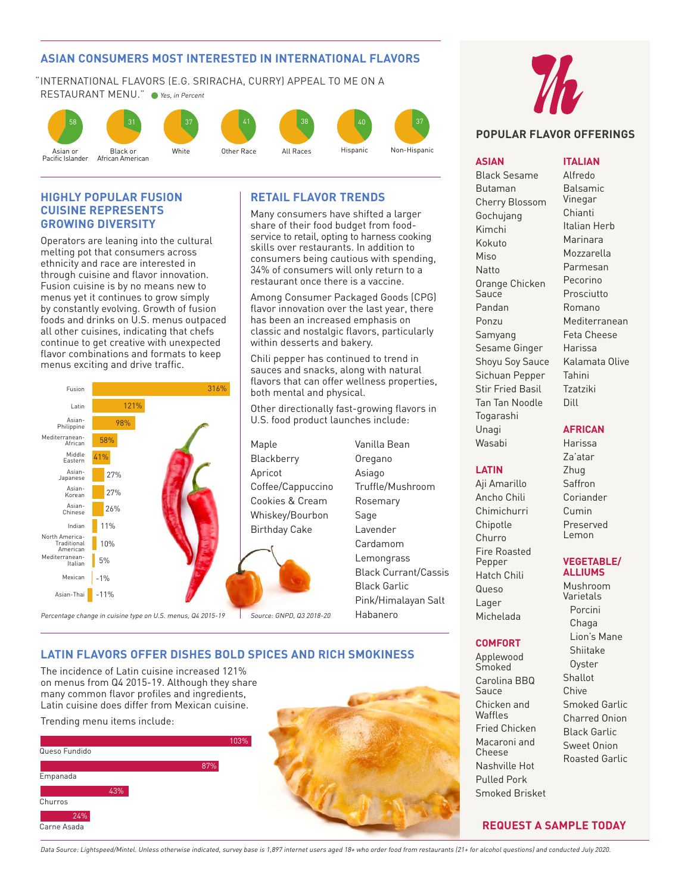## ASIAN CONSUMERS MOST INTERESTED IN INTERNATIONAL FLAVORS

"INTERNATIONAL FLAVORS (E.G. SRIRACHA, CURRY) APPEAL TO ME ON A RESTAURANT MENU." *Yes, in Percent*

| Asian or Pacific Islander | Black or African American | White | Other Race | All Races | Hispanic | Non-Hispanic |
|---|---|---|---|---|---|---|
| 58 | 31 | 37 | 41 | 38 | 40 | 37 |

## HIGHLY POPULAR FUSION CUISINE REPRESENTS GROWING DIVERSITY

Operators are leaning into the cultural melting pot that consumers across ethnicity and race are interested in through cuisine and flavor innovation. Fusion cuisine is by no means new to menus yet it continues to grow simply by constantly evolving. Growth of fusion foods and drinks on U.S. menus outpaced all other cuisines, indicating that chefs continue to get creative with unexpected flavor combinations and formats to keep menus exciting and drive traffic.

| Cuisine | Change |
|---|---|
| Fusion | 316% |
| Latin | 121% |
| Asian-Philippine | 98% |
| Mediterranean-African | 58% |
| Middle Eastern | 41% |
| Asian-Japanese | 27% |
| Asian-Korean | 27% |
| Asian-Chinese | 26% |
| Indian | 11% |
| North America-Traditional American | 10% |
| Mediterranean-Italian | 5% |
| Mexican | -1% |
| Asian-Thai | -11% |

*Percentage change in cuisine type on U.S. menus, Q4 2015-19*

## RETAIL FLAVOR TRENDS

Many consumers have shifted a larger share of their food budget from foodservice to retail, opting to harness cooking skills over restaurants. In addition to consumers being cautious with spending, 34% of consumers will only return to a restaurant once there is a vaccine.

Among Consumer Packaged Goods (CPG) flavor innovation over the last year, there has been an increased emphasis on classic and nostalgic flavors, particularly within desserts and bakery.

Chili pepper has continued to trend in sauces and snacks, along with natural flavors that can offer wellness properties, both mental and physical.

Other directionally fast-growing flavors in U.S. food product launches include:

- Maple
- Blackberry
- Apricot
- Coffee/Cappuccino
- Cookies & Cream
- Whiskey/Bourbon
- Birthday Cake
- Vanilla Bean
- Oregano
- Asiago
- Truffle/Mushroom
- Rosemary
- Sage
- Lavender
- Cardamom
- Lemongrass
- Black Currant/Cassis
- Black Garlic
- Pink/Himalayan Salt
- Habanero

*Source: GNPD, Q3 2018-20*

## LATIN FLAVORS OFFER DISHES BOLD SPICES AND RICH SMOKINESS

The incidence of Latin cuisine increased 121% on menus from Q4 2015-19. Although they share many common flavor profiles and ingredients, Latin cuisine does differ from Mexican cuisine.

Trending menu items include:

| Menu Item | Change |
|---|---|
| Queso Fundido | 103% |
| Empanada | 87% |
| Churros | 43% |
| Carne Asada | 24% |

## POPULAR FLAVOR OFFERINGS

### ASIAN
- Black Sesame
- Butaman
- Cherry Blossom
- Gochujang
- Kimchi
- Kokuto
- Miso
- Natto
- Orange Chicken Sauce
- Pandan
- Ponzu
- Samyang
- Sesame Ginger
- Shoyu Soy Sauce
- Sichuan Pepper
- Stir Fried Basil
- Tan Tan Noodle
- Togarashi
- Unagi
- Wasabi

### LATIN
- Aji Amarillo
- Ancho Chili
- Chimichurri
- Chipotle
- Churro
- Fire Roasted Pepper
- Hatch Chili
- Queso
- Lager
- Michelada

### COMFORT
- Applewood Smoked
- Carolina BBQ Sauce
- Chicken and Waffles
- Fried Chicken
- Macaroni and Cheese
- Nashville Hot
- Pulled Pork
- Smoked Brisket

### ITALIAN
- Alfredo
- Balsamic Vinegar
- Chianti
- Italian Herb
- Marinara
- Mozzarella
- Parmesan
- Pecorino
- Prosciutto
- Romano
- Mediterranean
- Feta Cheese
- Harissa
- Kalamata Olive
- Tahini
- Tzatziki
- Dill

### AFRICAN
- Harissa
- Za'atar
- Zhug
- Saffron
- Coriander
- Cumin
- Preserved Lemon

### VEGETABLE/ ALLIUMS
- Mushroom Varietals
  - Porcini
  - Chaga
  - Lion's Mane
  - Shiitake
  - Oyster
- Shallot
- Chive
- Smoked Garlic
- Charred Onion
- Black Garlic
- Sweet Onion
- Roasted Garlic

**REQUEST A SAMPLE TODAY**

*Data Source: Lightspeed/Mintel. Unless otherwise indicated, survey base is 1,897 internet users aged 18+ who order food from restaurants (21+ for alcohol questions) and conducted July 2020.*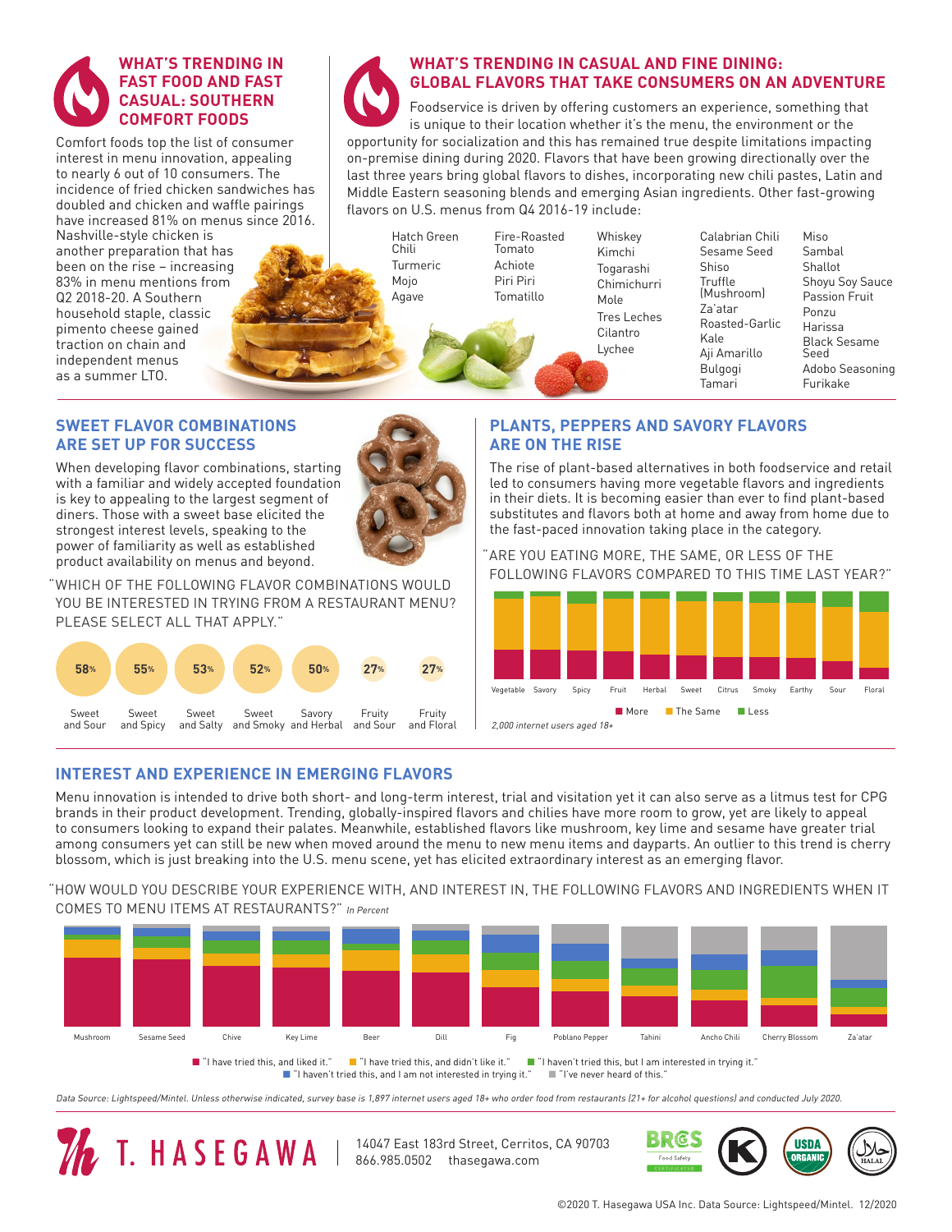## WHAT'S TRENDING IN FAST FOOD AND FAST CASUAL: SOUTHERN COMFORT FOODS

Comfort foods top the list of consumer interest in menu innovation, appealing to nearly 6 out of 10 consumers. The incidence of fried chicken sandwiches has doubled and chicken and waffle pairings have increased 81% on menus since 2016. Nashville-style chicken is another preparation that has been on the rise – increasing 83% in menu mentions from Q2 2018-20. A Southern household staple, classic pimento cheese gained traction on chain and independent menus as a summer LTO.

## WHAT'S TRENDING IN CASUAL AND FINE DINING: GLOBAL FLAVORS THAT TAKE CONSUMERS ON AN ADVENTURE

Foodservice is driven by offering customers an experience, something that is unique to their location whether it's the menu, the environment or the opportunity for socialization and this has remained true despite limitations impacting on-premise dining during 2020. Flavors that have been growing directionally over the last three years bring global flavors to dishes, incorporating new chili pastes, Latin and Middle Eastern seasoning blends and emerging Asian ingredients. Other fast-growing flavors on U.S. menus from Q4 2016-19 include:

| | | | | |
|---|---|---|---|---|
| Hatch Green Chili | Fire-Roasted Tomato | Whiskey | Calabrian Chili | Miso |
| Turmeric | Achiote | Kimchi | Sesame Seed | Sambal |
| Mojo | Piri Piri | Togarashi | Shiso | Shallot |
| Agave | Tomatillo | Chimichurri | Truffle (Mushroom) | Shoyu Soy Sauce |
| | | Mole | Za'atar | Passion Fruit |
| | | Tres Leches | Roasted-Garlic | Ponzu |
| | | Cilantro | Kale | Harissa |
| | | Lychee | Aji Amarillo | Black Sesame Seed |
| | | | Bulgogi | Adobo Seasoning |
| | | | Tamari | Furikake |

## SWEET FLAVOR COMBINATIONS ARE SET UP FOR SUCCESS

When developing flavor combinations, starting with a familiar and widely accepted foundation is key to appealing to the largest segment of diners. Those with a sweet base elicited the strongest interest levels, speaking to the power of familiarity as well as established product availability on menus and beyond.

"WHICH OF THE FOLLOWING FLAVOR COMBINATIONS WOULD YOU BE INTERESTED IN TRYING FROM A RESTAURANT MENU? PLEASE SELECT ALL THAT APPLY."

58% Sweet and Sour
55% Sweet and Spicy
53% Sweet and Salty
52% Sweet and Smoky
50% Savory and Herbal
27% Fruity and Sour
27% Fruity and Floral

## PLANTS, PEPPERS AND SAVORY FLAVORS ARE ON THE RISE

The rise of plant-based alternatives in both foodservice and retail led to consumers having more vegetable flavors and ingredients in their diets. It is becoming easier than ever to find plant-based substitutes and flavors both at home and away from home due to the fast-paced innovation taking place in the category.

"ARE YOU EATING MORE, THE SAME, OR LESS OF THE FOLLOWING FLAVORS COMPARED TO THIS TIME LAST YEAR?"

Vegetable, Savory, Spicy, Fruit, Herbal, Sweet, Citrus, Smoky, Earthy, Sour, Floral

More, The Same, Less

*2,000 internet users aged 18+*

## INTEREST AND EXPERIENCE IN EMERGING FLAVORS

Menu innovation is intended to drive both short- and long-term interest, trial and visitation yet it can also serve as a litmus test for CPG brands in their product development. Trending, globally-inspired flavors and chilies have more room to grow, yet are likely to appeal to consumers looking to expand their palates. Meanwhile, established flavors like mushroom, key lime and sesame have greater trial among consumers yet can still be new when moved around the menu to new menu items and dayparts. An outlier to this trend is cherry blossom, which is just breaking into the U.S. menu scene, yet has elicited extraordinary interest as an emerging flavor.

"HOW WOULD YOU DESCRIBE YOUR EXPERIENCE WITH, AND INTEREST IN, THE FOLLOWING FLAVORS AND INGREDIENTS WHEN IT COMES TO MENU ITEMS AT RESTAURANTS?" *In Percent*

Mushroom, Sesame Seed, Chive, Key Lime, Beer, Dill, Fig, Poblano Pepper, Tahini, Ancho Chili, Cherry Blossom, Za'atar

"I have tried this, and liked it." "I have tried this, and didn't like it." "I haven't tried this, but I am interested in trying it." "I haven't tried this, and I am not interested in trying it." "I've never heard of this."

*Data Source: Lightspeed/Mintel. Unless otherwise indicated, survey base is 1,897 internet users aged 18+ who order food from restaurants (21+ for alcohol questions) and conducted July 2020.*

T. HASEGAWA
14047 East 183rd Street, Cerritos, CA 90703
866.985.0502 thasegawa.com

BRCS Food Safety CERTIFICATED · USDA ORGANIC · HALAL

©2020 T. Hasegawa USA Inc. Data Source: Lightspeed/Mintel. 12/2020